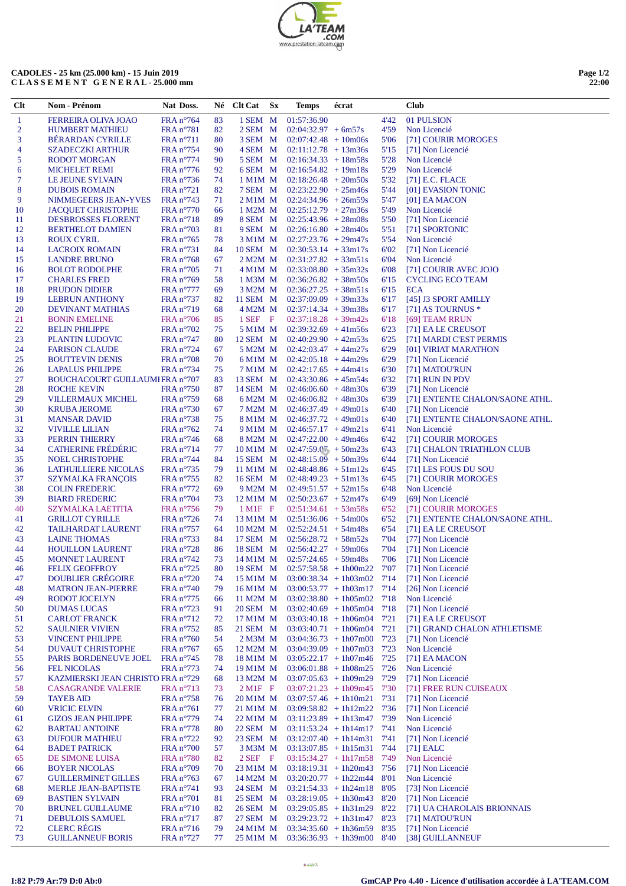**CADOLES - 25 km (25.000 km) - 15 Juin 2019**
**C L A S S E M E N T  G E N E R A L - 25.000 mm**

| Clt | Nom - Prénom | Nat | Doss. | Né | Clt Cat | Sx | Temps | écrat | | Club |
|---|---|---|---|---|---|---|---|---|---|---|
| 1 | FERREIRA OLIVA JOAO | FRA | n°764 | 83 | 1 SEM | M | 01:57:36.90 | | 4'42 | 01 PULSION |
| 2 | HUMBERT MATHIEU | FRA | n°781 | 82 | 2 SEM | M | 02:04:32.97 | + 6m57s | 4'59 | Non Licencié |
| 3 | BÉRARDAN CYRILLE | FRA | n°711 | 80 | 3 SEM | M | 02:07:42.48 | + 10m06s | 5'06 | [71] COURIR MOROGES |
| 4 | SZADECZKI ARTHUR | FRA | n°754 | 90 | 4 SEM | M | 02:11:12.78 | + 13m36s | 5'15 | [71] Non Licencié |
| 5 | RODOT MORGAN | FRA | n°774 | 90 | 5 SEM | M | 02:16:34.33 | + 18m58s | 5'28 | Non Licencié |
| 6 | MICHELET REMI | FRA | n°776 | 92 | 6 SEM | M | 02:16:54.82 | + 19m18s | 5'29 | Non Licencié |
| 7 | LE JEUNE SYLVAIN | FRA | n°736 | 74 | 1 M1M | M | 02:18:26.48 | + 20m50s | 5'32 | [71] E.C. FLACE |
| 8 | DUBOIS ROMAIN | FRA | n°721 | 82 | 7 SEM | M | 02:23:22.90 | + 25m46s | 5'44 | [01] EVASION TONIC |
| 9 | NIMMEGEERS JEAN-YVES | FRA | n°743 | 71 | 2 M1M | M | 02:24:34.96 | + 26m59s | 5'47 | [01] EA MACON |
| 10 | JACQUET CHRISTOPHE | FRA | n°770 | 66 | 1 M2M | M | 02:25:12.79 | + 27m36s | 5'49 | Non Licencié |
| 11 | DESBROSSES FLORENT | FRA | n°718 | 89 | 8 SEM | M | 02:25:43.96 | + 28m08s | 5'50 | [71] Non Licencié |
| 12 | BERTHELOT DAMIEN | FRA | n°703 | 81 | 9 SEM | M | 02:26:16.80 | + 28m40s | 5'51 | [71] SPORTONIC |
| 13 | ROUX CYRIL | FRA | n°765 | 78 | 3 M1M | M | 02:27:23.76 | + 29m47s | 5'54 | Non Licencié |
| 14 | LACROIX ROMAIN | FRA | n°731 | 84 | 10 SEM | M | 02:30:53.14 | + 33m17s | 6'02 | [71] Non Licencié |
| 15 | LANDRE BRUNO | FRA | n°768 | 67 | 2 M2M | M | 02:31:27.82 | + 33m51s | 6'04 | Non Licencié |
| 16 | BOLOT RODOLPHE | FRA | n°705 | 71 | 4 M1M | M | 02:33:08.80 | + 35m32s | 6'08 | [71] COURIR AVEC JOJO |
| 17 | CHARLES FRED | FRA | n°769 | 58 | 1 M3M | M | 02:36:26.82 | + 38m50s | 6'15 | CYCLING ECO TEAM |
| 18 | PRUDON DIDIER | FRA | n°777 | 69 | 3 M2M | M | 02:36:27.25 | + 38m51s | 6'15 | ECA |
| 19 | LEBRUN ANTHONY | FRA | n°737 | 82 | 11 SEM | M | 02:37:09.09 | + 39m33s | 6'17 | [45] J3 SPORT AMILLY |
| 20 | DEVINANT MATHIAS | FRA | n°719 | 68 | 4 M2M | M | 02:37:14.34 | + 39m38s | 6'17 | [71] AS TOURNUS * |
| 21 | BONIN EMELINE | FRA | n°706 | 85 | 1 SEF | F | 02:37:18.28 | + 39m42s | 6'18 | [69] TEAM RRUN |
| 22 | BELIN PHILIPPE | FRA | n°702 | 75 | 5 M1M | M | 02:39:32.69 | + 41m56s | 6'23 | [71] EA LE CREUSOT |
| 23 | PLANTIN LUDOVIC | FRA | n°747 | 80 | 12 SEM | M | 02:40:29.90 | + 42m53s | 6'25 | [71] MARDI C'EST PERMIS |
| 24 | FARISON CLAUDE | FRA | n°724 | 67 | 5 M2M | M | 02:42:03.47 | + 44m27s | 6'29 | [01] VIRIAT MARATHON |
| 25 | BOUTTEVIN DENIS | FRA | n°708 | 70 | 6 M1M | M | 02:42:05.18 | + 44m29s | 6'29 | [71] Non Licencié |
| 26 | LAPALUS PHILIPPE | FRA | n°734 | 75 | 7 M1M | M | 02:42:17.65 | + 44m41s | 6'30 | [71] MATOU'RUN |
| 27 | BOUCHACOURT GUILLAUME | FRA | n°707 | 83 | 13 SEM | M | 02:43:30.86 | + 45m54s | 6'32 | [71] RUN IN PDV |
| 28 | ROCHE KEVIN | FRA | n°750 | 87 | 14 SEM | M | 02:46:06.60 | + 48m30s | 6'39 | [71] Non Licencié |
| 29 | VILLERMAUX MICHEL | FRA | n°759 | 68 | 6 M2M | M | 02:46:06.82 | + 48m30s | 6'39 | [71] ENTENTE CHALON/SAONE ATHL. |
| 30 | KRUBA JEROME | FRA | n°730 | 67 | 7 M2M | M | 02:46:37.49 | + 49m01s | 6'40 | [71] Non Licencié |
| 31 | MANSAR DAVID | FRA | n°738 | 75 | 8 M1M | M | 02:46:37.72 | + 49m01s | 6'40 | [71] ENTENTE CHALON/SAONE ATHL. |
| 32 | VIVILLE LILIAN | FRA | n°762 | 74 | 9 M1M | M | 02:46:57.17 | + 49m21s | 6'41 | Non Licencié |
| 33 | PERRIN THIERRY | FRA | n°746 | 68 | 8 M2M | M | 02:47:22.00 | + 49m46s | 6'42 | [71] COURIR MOROGES |
| 34 | CATHERINE FRÉDÉRIC | FRA | n°714 | 77 | 10 M1M | M | 02:47:59.09 | + 50m23s | 6'43 | [71] CHALON TRIATHLON CLUB |
| 35 | NOEL CHRISTOPHE | FRA | n°744 | 84 | 15 SEM | M | 02:48:15.09 | + 50m39s | 6'44 | [71] Non Licencié |
| 36 | LATHUILLIERE NICOLAS | FRA | n°735 | 79 | 11 M1M | M | 02:48:48.86 | + 51m12s | 6'45 | [71] LES FOUS DU SOU |
| 37 | SZYMALKA FRANÇOIS | FRA | n°755 | 82 | 16 SEM | M | 02:48:49.23 | + 51m13s | 6'45 | [71] COURIR MOROGES |
| 38 | COLIN FREDERIC | FRA | n°772 | 69 | 9 M2M | M | 02:49:51.57 | + 52m15s | 6'48 | Non Licencié |
| 39 | BIARD FREDERIC | FRA | n°704 | 73 | 12 M1M | M | 02:50:23.67 | + 52m47s | 6'49 | [69] Non Licencié |
| 40 | SZYMALKA LAETITIA | FRA | n°756 | 79 | 1 M1F | F | 02:51:34.61 | + 53m58s | 6'52 | [71] COURIR MOROGES |
| 41 | GRILLOT CYRILLE | FRA | n°726 | 74 | 13 M1M | M | 02:51:36.06 | + 54m00s | 6'52 | [71] ENTENTE CHALON/SAONE ATHL. |
| 42 | TAILHARDAT LAURENT | FRA | n°757 | 64 | 10 M2M | M | 02:52:24.51 | + 54m48s | 6'54 | [71] EA LE CREUSOT |
| 43 | LAINE THOMAS | FRA | n°733 | 84 | 17 SEM | M | 02:56:28.72 | + 58m52s | 7'04 | [77] Non Licencié |
| 44 | HOUILLON LAURENT | FRA | n°728 | 86 | 18 SEM | M | 02:56:42.27 | + 59m06s | 7'04 | [71] Non Licencié |
| 45 | MONNET LAURENT | FRA | n°742 | 73 | 14 M1M | M | 02:57:24.65 | + 59m48s | 7'06 | [71] Non Licencié |
| 46 | FELIX GEOFFROY | FRA | n°725 | 80 | 19 SEM | M | 02:57:58.58 | + 1h00m22 | 7'07 | [71] Non Licencié |
| 47 | DOUBLIER GRÉGOIRE | FRA | n°720 | 74 | 15 M1M | M | 03:00:38.34 | + 1h03m02 | 7'14 | [71] Non Licencié |
| 48 | MATRON JEAN-PIERRE | FRA | n°740 | 79 | 16 M1M | M | 03:00:53.77 | + 1h03m17 | 7'14 | [26] Non Licencié |
| 49 | RODOT JOCELYN | FRA | n°775 | 66 | 11 M2M | M | 03:02:38.80 | + 1h05m02 | 7'18 | Non Licencié |
| 50 | DUMAS LUCAS | FRA | n°723 | 91 | 20 SEM | M | 03:02:40.69 | + 1h05m04 | 7'18 | [71] Non Licencié |
| 51 | CARLOT FRANCK | FRA | n°712 | 72 | 17 M1M | M | 03:03:40.18 | + 1h06m04 | 7'21 | [71] EA LE CREUSOT |
| 52 | SAULNIER VIVIEN | FRA | n°752 | 85 | 21 SEM | M | 03:03:40.71 | + 1h06m04 | 7'21 | [71] GRAND CHALON ATHLETISME |
| 53 | VINCENT PHILIPPE | FRA | n°760 | 54 | 2 M3M | M | 03:04:36.73 | + 1h07m00 | 7'23 | [71] Non Licencié |
| 54 | DUVAUT CHRISTOPHE | FRA | n°767 | 65 | 12 M2M | M | 03:04:39.09 | + 1h07m03 | 7'23 | Non Licencié |
| 55 | PARIS BORDENEUVE JOEL | FRA | n°745 | 78 | 18 M1M | M | 03:05:22.17 | + 1h07m46 | 7'25 | [71] EA MACON |
| 56 | FEL NICOLAS | FRA | n°773 | 79 | 19 M1M | M | 03:06:01.88 | + 1h08m25 | 7'26 | Non Licencié |
| 57 | KAZMIERSKI JEAN CHRISTO | FRA | n°729 | 68 | 13 M2M | M | 03:07:05.63 | + 1h09m29 | 7'29 | [71] Non Licencié |
| 58 | CASAGRANDE VALERIE | FRA | n°713 | 73 | 2 M1F | F | 03:07:21.23 | + 1h09m45 | 7'30 | [71] FREE RUN CUISEAUX |
| 59 | TAYEB AID | FRA | n°758 | 76 | 20 M1M | M | 03:07:57.46 | + 1h10m21 | 7'31 | [71] Non Licencié |
| 60 | VRICIC ELVIN | FRA | n°761 | 77 | 21 M1M | M | 03:09:58.82 | + 1h12m22 | 7'36 | [71] Non Licencié |
| 61 | GIZOS JEAN PHILIPPE | FRA | n°779 | 74 | 22 M1M | M | 03:11:23.89 | + 1h13m47 | 7'39 | Non Licencié |
| 62 | BARTAU ANTOINE | FRA | n°778 | 80 | 22 SEM | M | 03:11:53.24 | + 1h14m17 | 7'41 | Non Licencié |
| 63 | DUFOUR MATHIEU | FRA | n°722 | 92 | 23 SEM | M | 03:12:07.40 | + 1h14m31 | 7'41 | [71] Non Licencié |
| 64 | BADET PATRICK | FRA | n°700 | 57 | 3 M3M | M | 03:13:07.85 | + 1h15m31 | 7'44 | [71] EALC |
| 65 | DE SIMONE LUISA | FRA | n°780 | 82 | 2 SEF | F | 03:15:34.27 | + 1h17m58 | 7'49 | Non Licencié |
| 66 | BOYER NICOLAS | FRA | n°709 | 70 | 23 M1M | M | 03:18:19.31 | + 1h20m43 | 7'56 | [71] Non Licencié |
| 67 | GUILLERMINET GILLES | FRA | n°763 | 67 | 14 M2M | M | 03:20:20.77 | + 1h22m44 | 8'01 | Non Licencié |
| 68 | MERLE JEAN-BAPTISTE | FRA | n°741 | 93 | 24 SEM | M | 03:21:54.33 | + 1h24m18 | 8'05 | [73] Non Licencié |
| 69 | BASTIEN SYLVAIN | FRA | n°701 | 81 | 25 SEM | M | 03:28:19.05 | + 1h30m43 | 8'20 | [71] Non Licencié |
| 70 | BRUNEL GUILLAUME | FRA | n°710 | 82 | 26 SEM | M | 03:29:05.85 | + 1h31m29 | 8'22 | [71] UA CHAROLAIS BRIONNAIS |
| 71 | DEBULOIS SAMUEL | FRA | n°717 | 87 | 27 SEM | M | 03:29:23.72 | + 1h31m47 | 8'23 | [71] MATOU'RUN |
| 72 | CLERC RÉGIS | FRA | n°716 | 79 | 24 M1M | M | 03:34:35.60 | + 1h36m59 | 8'35 | [71] Non Licencié |
| 73 | GUILLANNEUF BORIS | FRA | n°727 | 77 | 25 M1M | M | 03:36:36.93 | + 1h39m00 | 8'40 | [38] GUILLANNEUF |

I:82 P:79 Ar:79 D:0 Ab:0

GmCAP Pro 4.40 - Licence d'utilisation accordée à LA'TEAM.COM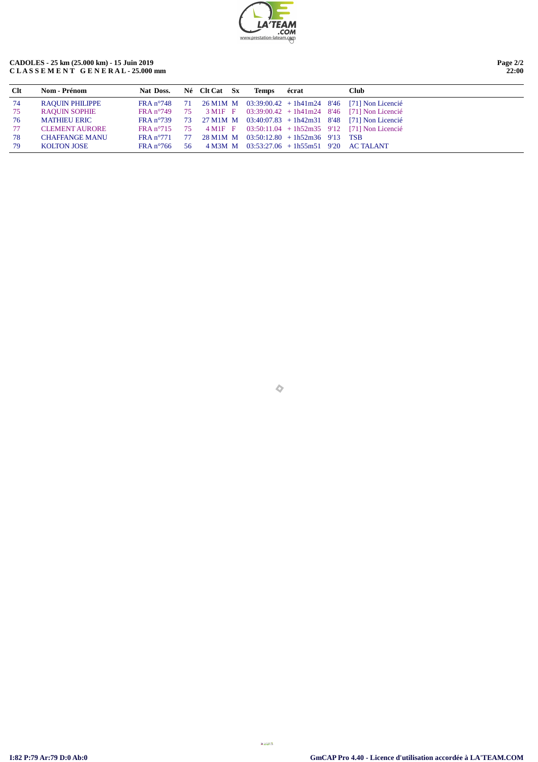**CADOLES - 25 km (25.000 km) - 15 Juin 2019**
**C L A S S E M E N T   G E N E R A L - 25.000 mm**

| Clt | Nom - Prénom | Nat Doss. | Né | Clt Cat | Sx | Temps | écrat | | Club |
|---|---|---|---|---|---|---|---|---|---|
| 74 | RAQUIN PHILIPPE | FRA n°748 | 71 | 26 M1M | M | 03:39:00.42 | + 1h41m24 | 8'46 | [71] Non Licencié |
| 75 | RAQUIN SOPHIE | FRA n°749 | 75 | 3 M1F | F | 03:39:00.42 | + 1h41m24 | 8'46 | [71] Non Licencié |
| 76 | MATHIEU ERIC | FRA n°739 | 73 | 27 M1M | M | 03:40:07.83 | + 1h42m31 | 8'48 | [71] Non Licencié |
| 77 | CLEMENT AURORE | FRA n°715 | 75 | 4 M1F | F | 03:50:11.04 | + 1h52m35 | 9'12 | [71] Non Licencié |
| 78 | CHAFFANGE MANU | FRA n°771 | 77 | 28 M1M | M | 03:50:12.80 | + 1h52m36 | 9'13 | TSB |
| 79 | KOLTON JOSE | FRA n°766 | 56 | 4 M3M | M | 03:53:27.06 | + 1h55m51 | 9'20 | AC TALANT |

**I:82 P:79 Ar:79 D:0 Ab:0**

**GmCAP Pro 4.40 - Licence d'utilisation accordée à LA'TEAM.COM**